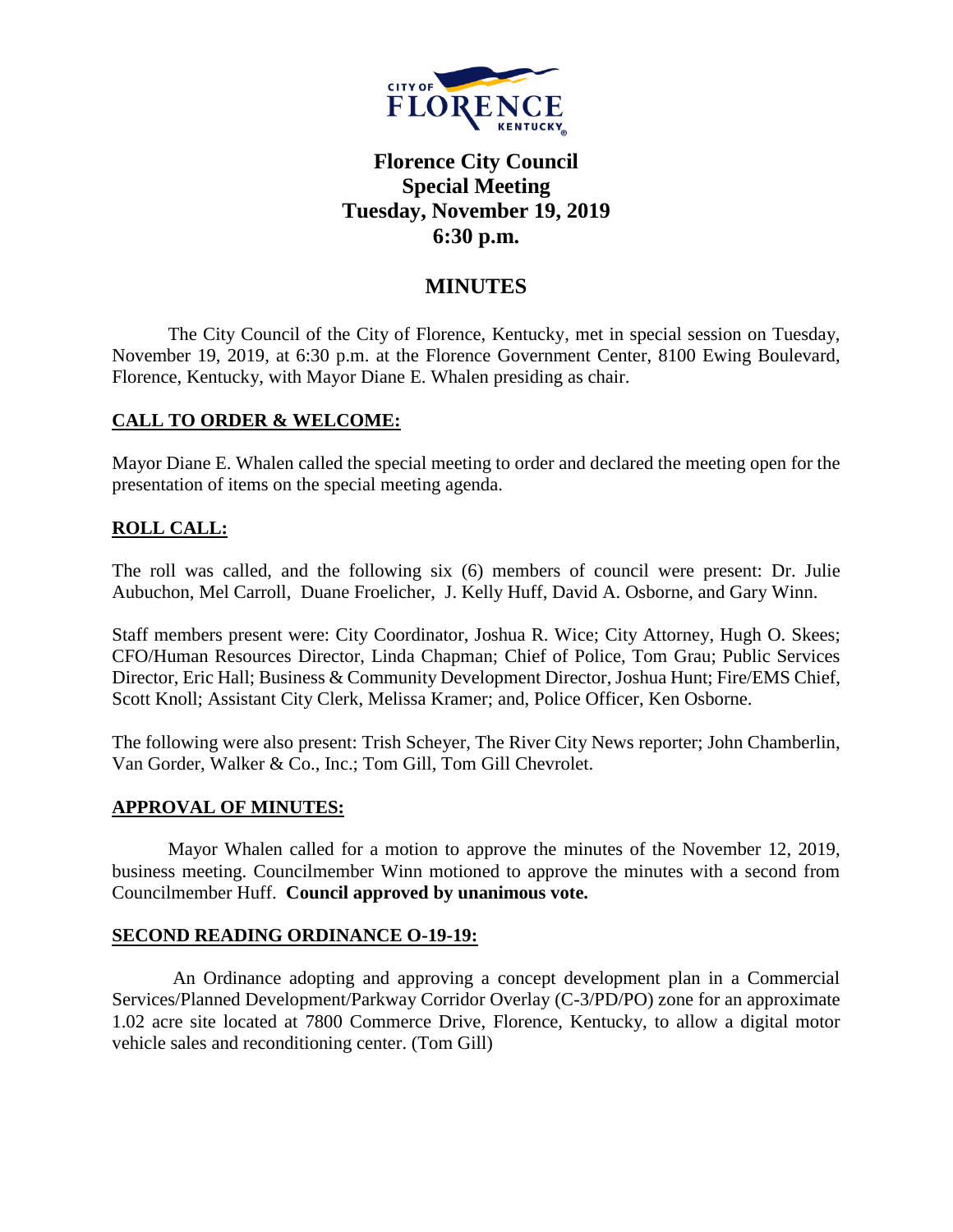# Florence City Council
## Special Meeting
## Tuesday, November 19, 2019
## 6:30 p.m.

## MINUTES

The City Council of the City of Florence, Kentucky, met in special session on Tuesday, November 19, 2019, at 6:30 p.m. at the Florence Government Center, 8100 Ewing Boulevard, Florence, Kentucky, with Mayor Diane E. Whalen presiding as chair.

**CALL TO ORDER & WELCOME:**

Mayor Diane E. Whalen called the special meeting to order and declared the meeting open for the presentation of items on the special meeting agenda.

**ROLL CALL:**

The roll was called, and the following six (6) members of council were present: Dr. Julie Aubuchon, Mel Carroll, Duane Froelicher, J. Kelly Huff, David A. Osborne, and Gary Winn.

Staff members present were: City Coordinator, Joshua R. Wice; City Attorney, Hugh O. Skees; CFO/Human Resources Director, Linda Chapman; Chief of Police, Tom Grau; Public Services Director, Eric Hall; Business & Community Development Director, Joshua Hunt; Fire/EMS Chief, Scott Knoll; Assistant City Clerk, Melissa Kramer; and, Police Officer, Ken Osborne.

The following were also present: Trish Scheyer, The River City News reporter; John Chamberlin, Van Gorder, Walker & Co., Inc.; Tom Gill, Tom Gill Chevrolet.

**APPROVAL OF MINUTES:**

Mayor Whalen called for a motion to approve the minutes of the November 12, 2019, business meeting. Councilmember Winn motioned to approve the minutes with a second from Councilmember Huff. **Council approved by unanimous vote.**

**SECOND READING ORDINANCE O-19-19:**

An Ordinance adopting and approving a concept development plan in a Commercial Services/Planned Development/Parkway Corridor Overlay (C-3/PD/PO) zone for an approximate 1.02 acre site located at 7800 Commerce Drive, Florence, Kentucky, to allow a digital motor vehicle sales and reconditioning center. (Tom Gill)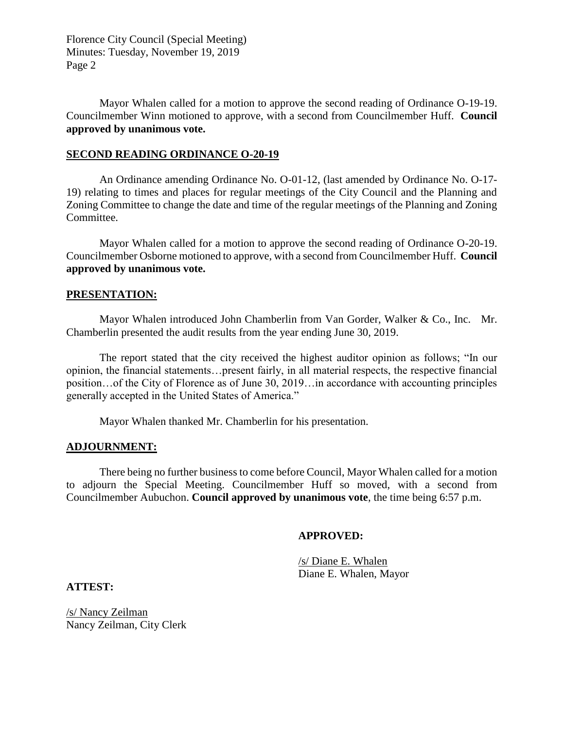Mayor Whalen called for a motion to approve the second reading of Ordinance O-19-19. Councilmember Winn motioned to approve, with a second from Councilmember Huff. **Council approved by unanimous vote.**

## SECOND READING ORDINANCE O-20-19

An Ordinance amending Ordinance No. O-01-12, (last amended by Ordinance No. O-17-19) relating to times and places for regular meetings of the City Council and the Planning and Zoning Committee to change the date and time of the regular meetings of the Planning and Zoning Committee.

Mayor Whalen called for a motion to approve the second reading of Ordinance O-20-19. Councilmember Osborne motioned to approve, with a second from Councilmember Huff. **Council approved by unanimous vote.**

## PRESENTATION:

Mayor Whalen introduced John Chamberlin from Van Gorder, Walker & Co., Inc. Mr. Chamberlin presented the audit results from the year ending June 30, 2019.

The report stated that the city received the highest auditor opinion as follows; "In our opinion, the financial statements…present fairly, in all material respects, the respective financial position…of the City of Florence as of June 30, 2019…in accordance with accounting principles generally accepted in the United States of America."

Mayor Whalen thanked Mr. Chamberlin for his presentation.

## ADJOURNMENT:

There being no further business to come before Council, Mayor Whalen called for a motion to adjourn the Special Meeting. Councilmember Huff so moved, with a second from Councilmember Aubuchon. **Council approved by unanimous vote**, the time being 6:57 p.m.

**APPROVED:**

/s/ Diane E. Whalen
Diane E. Whalen, Mayor

**ATTEST:**

/s/ Nancy Zeilman
Nancy Zeilman, City Clerk